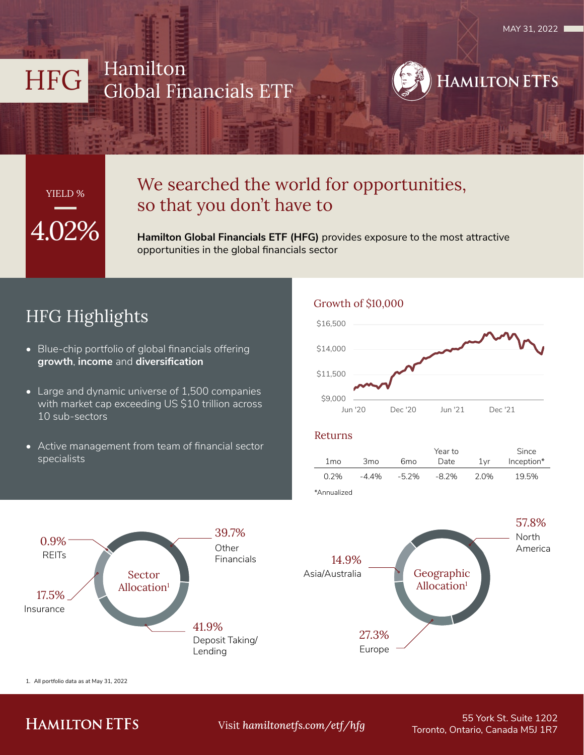MAY 31, 2022

# HFG Hamilton Global Financials ETF

HAMILTON ETFS

YIELD %

**4.02%**

## We searched the world for opportunities, so that you don't have to

**Hamilton Global Financials ETF (HFG)** provides exposure to the most attractive opportunities in the global financials sector

## HFG Highlights

- Blue-chip portfolio of global financials offering **growth**, **income** and **diversification**
- Large and dynamic universe of 1,500 companies with market cap exceeding US $10 trillion across 10 sub-sectors
- Active management from team of financial sector specialists

### Growth of $10,000

Y-axis: $9,000, $11,500, $14,000, $16,500
X-axis: Jun '20, Dec '20, Jun '21, Dec '21

### Returns

| 1mo | 3mo | 6mo | Year to Date | 1yr | Since Inception* |
|---|---|---|---|---|---|
| 0.2% | -4.4% | -5.2% | -8.2% | 2.0% | 19.5% |

*Annualized

### Sector Allocation[1]

| Sector | Allocation |
|---|---|
| Other Financials | 39.7% |
| Deposit Taking/ Lending | 41.9% |
| Insurance | 17.5% |
| REITs | 0.9% |

### Geographic Allocation[1]

| Region | Allocation |
|---|---|
| North America | 57.8% |
| Europe | 27.3% |
| Asia/Australia | 14.9% |

1. All portfolio data as at May 31, 2022

HAMILTON ETFS

Visit *hamiltonetfs.com/etf/hfg*

55 York St. Suite 1202
Toronto, Ontario, Canada M5J 1R7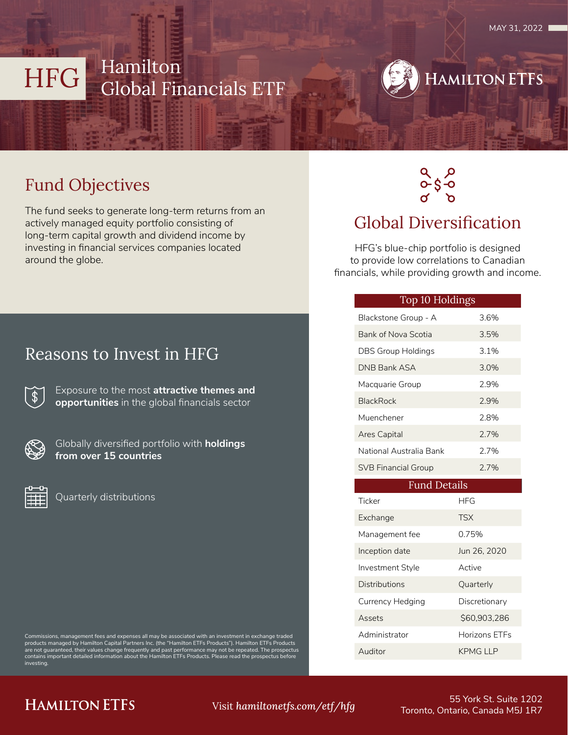MAY 31, 2022

# HFG Hamilton Global Financials ETF

HAMILTON ETFS

## Fund Objectives

The fund seeks to generate long-term returns from an actively managed equity portfolio consisting of long-term capital growth and dividend income by investing in financial services companies located around the globe.

## Reasons to Invest in HFG

- Exposure to the most **attractive themes and opportunities** in the global financials sector
- Globally diversified portfolio with **holdings from over 15 countries**
- Quarterly distributions

Commissions, management fees and expenses all may be associated with an investment in exchange traded products managed by Hamilton Capital Partners Inc. (the "Hamilton ETFs Products"). Hamilton ETFs Products are not guaranteed, their values change frequently and past performance may not be repeated. The prospectus contains important detailed information about the Hamilton ETFs Products. Please read the prospectus before investing.

## Global Diversification

HFG's blue-chip portfolio is designed to provide low correlations to Canadian financials, while providing growth and income.

| Top 10 Holdings | |
|---|---|
| Blackstone Group - A | 3.6% |
| Bank of Nova Scotia | 3.5% |
| DBS Group Holdings | 3.1% |
| DNB Bank ASA | 3.0% |
| Macquarie Group | 2.9% |
| BlackRock | 2.9% |
| Muenchener | 2.8% |
| Ares Capital | 2.7% |
| National Australia Bank | 2.7% |
| SVB Financial Group | 2.7% |

| Fund Details | |
|---|---|
| Ticker | HFG |
| Exchange | TSX |
| Management fee | 0.75% |
| Inception date | Jun 26, 2020 |
| Investment Style | Active |
| Distributions | Quarterly |
| Currency Hedging | Discretionary |
| Assets | $60,903,286 |
| Administrator | Horizons ETFs |
| Auditor | KPMG LLP |

HAMILTON ETFS

Visit *hamiltonetfs.com/etf/hfg*

55 York St. Suite 1202
Toronto, Ontario, Canada M5J 1R7